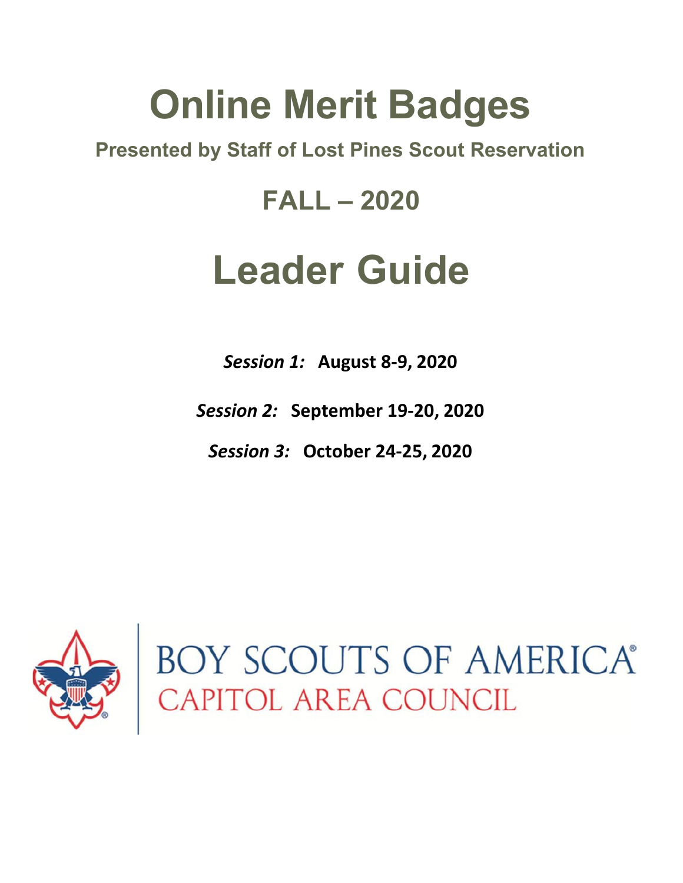# Online Merit Badges

### Presented by Staff of Lost Pines Scout Reservation

## FALL – 2020

# Leader Guide

***Session 1:*** **August 8-9, 2020**

***Session 2:*** **September 19-20, 2020**

***Session 3:*** **October 24-25, 2020**

BOY SCOUTS OF AMERICA®
CAPITOL AREA COUNCIL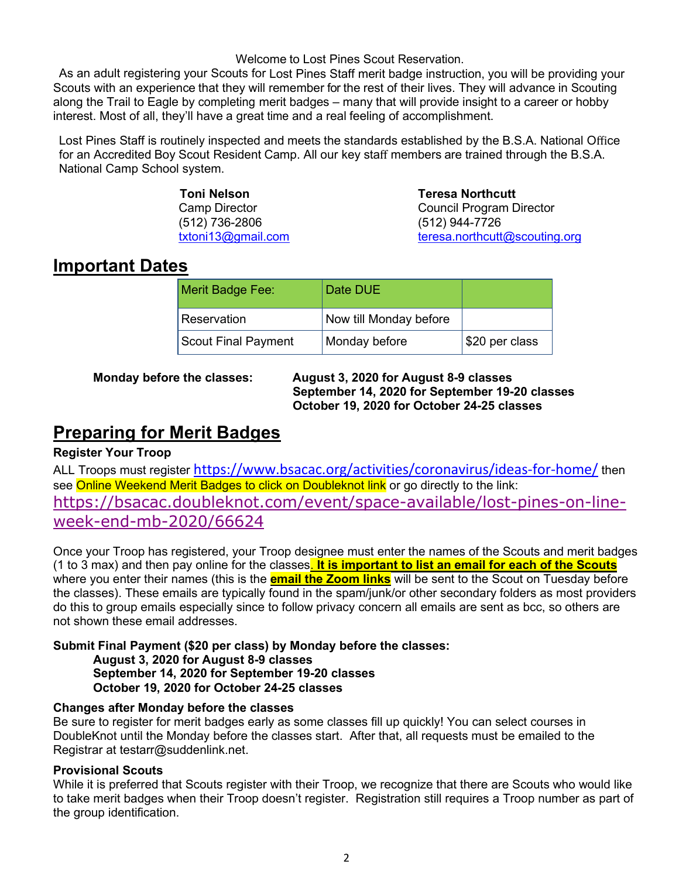Welcome to Lost Pines Scout Reservation.

As an adult registering your Scouts for Lost Pines Staff merit badge instruction, you will be providing your Scouts with an experience that they will remember for the rest of their lives. They will advance in Scouting along the Trail to Eagle by completing merit badges – many that will provide insight to a career or hobby interest. Most of all, they'll have a great time and a real feeling of accomplishment.

Lost Pines Staff is routinely inspected and meets the standards established by the B.S.A. National Office for an Accredited Boy Scout Resident Camp. All our key staff members are trained through the B.S.A. National Camp School system.

**Toni Nelson**
Camp Director
(512) 736-2806
txtoni13@gmail.com

**Teresa Northcutt**
Council Program Director
(512) 944-7726
teresa.northcutt@scouting.org

## Important Dates

| Merit Badge Fee: | Date DUE | |
|---|---|---|
| Reservation | Now till Monday before | |
| Scout Final Payment | Monday before | $20 per class |

**Monday before the classes:**

**August 3, 2020 for August 8-9 classes**
**September 14, 2020 for September 19-20 classes**
**October 19, 2020 for October 24-25 classes**

## Preparing for Merit Badges

**Register Your Troop**

ALL Troops must register https://www.bsacac.org/activities/coronavirus/ideas-for-home/ then see Online Weekend Merit Badges to click on Doubleknot link or go directly to the link: https://bsacac.doubleknot.com/event/space-available/lost-pines-on-line-week-end-mb-2020/66624

Once your Troop has registered, your Troop designee must enter the names of the Scouts and merit badges (1 to 3 max) and then pay online for the classes. **It is important to list an email for each of the Scouts** where you enter their names (this is the **email the Zoom links** will be sent to the Scout on Tuesday before the classes). These emails are typically found in the spam/junk/or other secondary folders as most providers do this to group emails especially since to follow privacy concern all emails are sent as bcc, so others are not shown these email addresses.

**Submit Final Payment ($20 per class) by Monday before the classes:**

**August 3, 2020 for August 8-9 classes**
**September 14, 2020 for September 19-20 classes**
**October 19, 2020 for October 24-25 classes**

**Changes after Monday before the classes**

Be sure to register for merit badges early as some classes fill up quickly! You can select courses in DoubleKnot until the Monday before the classes start. After that, all requests must be emailed to the Registrar at testarr@suddenlink.net.

**Provisional Scouts**

While it is preferred that Scouts register with their Troop, we recognize that there are Scouts who would like to take merit badges when their Troop doesn't register. Registration still requires a Troop number as part of the group identification.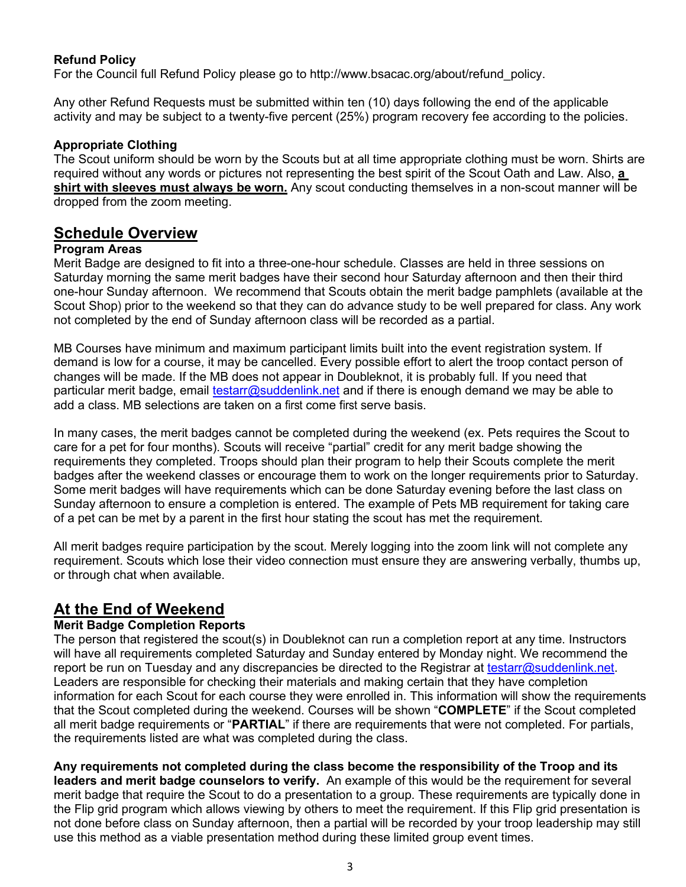**Refund Policy**

For the Council full Refund Policy please go to http://www.bsacac.org/about/refund_policy.

Any other Refund Requests must be submitted within ten (10) days following the end of the applicable activity and may be subject to a twenty-five percent (25%) program recovery fee according to the policies.

**Appropriate Clothing**

The Scout uniform should be worn by the Scouts but at all time appropriate clothing must be worn. Shirts are required without any words or pictures not representing the best spirit of the Scout Oath and Law. Also, **a shirt with sleeves must always be worn.** Any scout conducting themselves in a non-scout manner will be dropped from the zoom meeting.

## Schedule Overview

**Program Areas**

Merit Badge are designed to fit into a three-one-hour schedule. Classes are held in three sessions on Saturday morning the same merit badges have their second hour Saturday afternoon and then their third one-hour Sunday afternoon. We recommend that Scouts obtain the merit badge pamphlets (available at the Scout Shop) prior to the weekend so that they can do advance study to be well prepared for class. Any work not completed by the end of Sunday afternoon class will be recorded as a partial.

MB Courses have minimum and maximum participant limits built into the event registration system. If demand is low for a course, it may be cancelled. Every possible effort to alert the troop contact person of changes will be made. If the MB does not appear in Doubleknot, it is probably full. If you need that particular merit badge, email testarr@suddenlink.net and if there is enough demand we may be able to add a class. MB selections are taken on a first come first serve basis.

In many cases, the merit badges cannot be completed during the weekend (ex. Pets requires the Scout to care for a pet for four months). Scouts will receive "partial" credit for any merit badge showing the requirements they completed. Troops should plan their program to help their Scouts complete the merit badges after the weekend classes or encourage them to work on the longer requirements prior to Saturday. Some merit badges will have requirements which can be done Saturday evening before the last class on Sunday afternoon to ensure a completion is entered. The example of Pets MB requirement for taking care of a pet can be met by a parent in the first hour stating the scout has met the requirement.

All merit badges require participation by the scout. Merely logging into the zoom link will not complete any requirement. Scouts which lose their video connection must ensure they are answering verbally, thumbs up, or through chat when available.

## At the End of Weekend

**Merit Badge Completion Reports**

The person that registered the scout(s) in Doubleknot can run a completion report at any time. Instructors will have all requirements completed Saturday and Sunday entered by Monday night. We recommend the report be run on Tuesday and any discrepancies be directed to the Registrar at testarr@suddenlink.net. Leaders are responsible for checking their materials and making certain that they have completion information for each Scout for each course they were enrolled in. This information will show the requirements that the Scout completed during the weekend. Courses will be shown "**COMPLETE**" if the Scout completed all merit badge requirements or "**PARTIAL**" if there are requirements that were not completed. For partials, the requirements listed are what was completed during the class.

**Any requirements not completed during the class become the responsibility of the Troop and its leaders and merit badge counselors to verify.** An example of this would be the requirement for several merit badge that require the Scout to do a presentation to a group. These requirements are typically done in the Flip grid program which allows viewing by others to meet the requirement. If this Flip grid presentation is not done before class on Sunday afternoon, then a partial will be recorded by your troop leadership may still use this method as a viable presentation method during these limited group event times.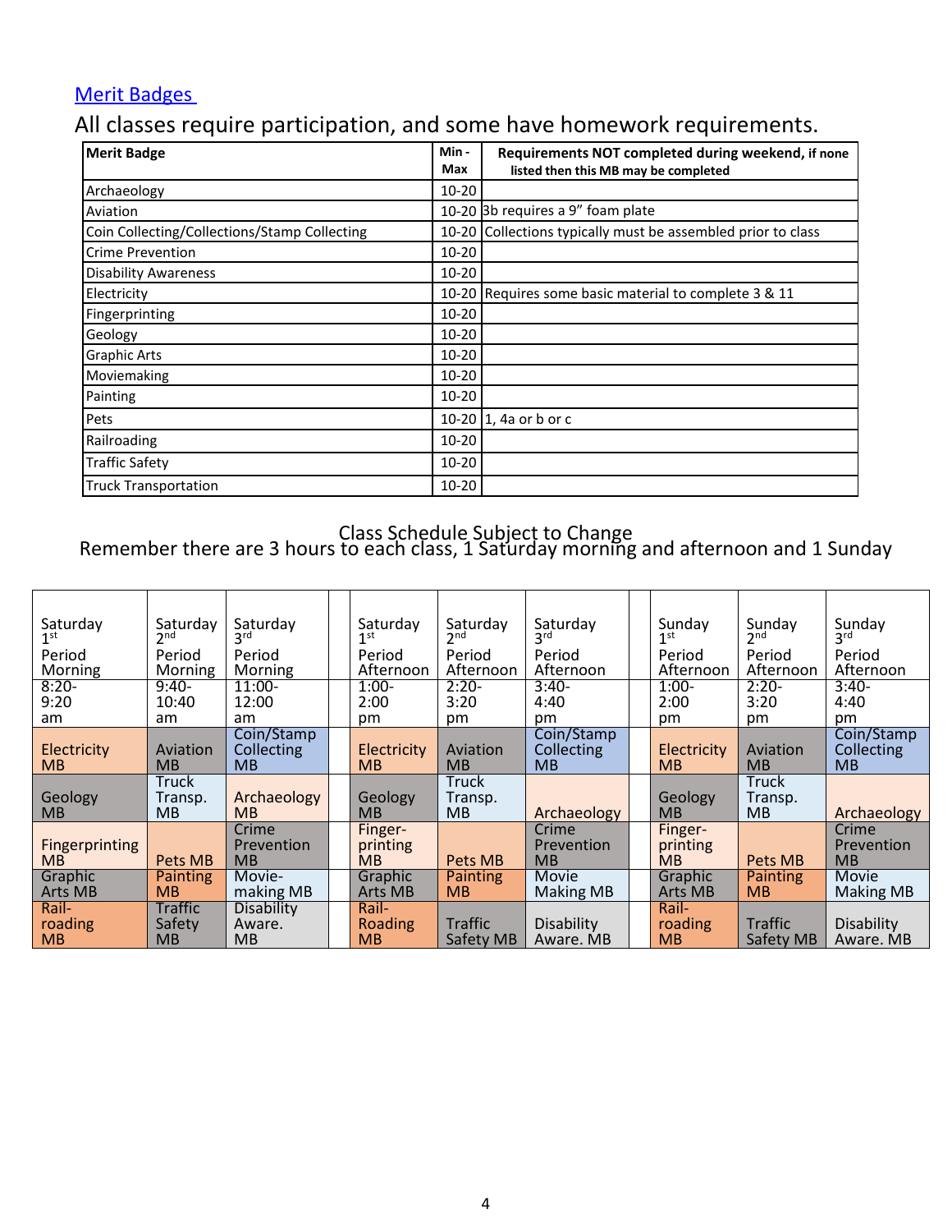## Merit Badges

All classes require participation, and some have homework requirements.

| Merit Badge | Min - Max | Requirements NOT completed during weekend, if none listed then this MB may be completed |
|---|---|---|
| Archaeology | 10-20 | |
| Aviation | 10-20 | 3b requires a 9" foam plate |
| Coin Collecting/Collections/Stamp Collecting | 10-20 | Collections typically must be assembled prior to class |
| Crime Prevention | 10-20 | |
| Disability Awareness | 10-20 | |
| Electricity | 10-20 | Requires some basic material to complete 3 & 11 |
| Fingerprinting | 10-20 | |
| Geology | 10-20 | |
| Graphic Arts | 10-20 | |
| Moviemaking | 10-20 | |
| Painting | 10-20 | |
| Pets | 10-20 | 1, 4a or b or c |
| Railroading | 10-20 | |
| Traffic Safety | 10-20 | |
| Truck Transportation | 10-20 | |

Class Schedule Subject to Change

Remember there are 3 hours to each class, 1 Saturday morning and afternoon and 1 Sunday

| Saturday 1st Period Morning | Saturday 2nd Period Morning | Saturday 3rd Period Morning | | Saturday 1st Period Afternoon | Saturday 2nd Period Afternoon | Saturday 3rd Period Afternoon | | Sunday 1st Period Afternoon | Sunday 2nd Period Afternoon | Sunday 3rd Period Afternoon |
|---|---|---|---|---|---|---|---|---|---|---|
| 8:20-9:20 am | 9:40-10:40 am | 11:00-12:00 am | | 1:00-2:00 pm | 2:20-3:20 pm | 3:40-4:40 pm | | 1:00-2:00 pm | 2:20-3:20 pm | 3:40-4:40 pm |
| Electricity MB | Aviation MB | Coin/Stamp Collecting MB | | Electricity MB | Aviation MB | Coin/Stamp Collecting MB | | Electricity MB | Aviation MB | Coin/Stamp Collecting MB |
| Geology MB | Truck Transp. MB | Archaeology MB | | Geology MB | Truck Transp. MB | Archaeology | | Geology MB | Truck Transp. MB | Archaeology |
| Fingerprinting MB | Pets MB | Crime Prevention MB | | Finger-printing MB | Pets MB | Crime Prevention MB | | Finger-printing MB | Pets MB | Crime Prevention MB |
| Graphic Arts MB | Painting MB | Movie-making MB | | Graphic Arts MB | Painting MB | Movie Making MB | | Graphic Arts MB | Painting MB | Movie Making MB |
| Rail-roading MB | Traffic Safety MB | Disability Aware. MB | | Rail-Roading MB | Traffic Safety MB | Disability Aware. MB | | Rail-roading MB | Traffic Safety MB | Disability Aware. MB |